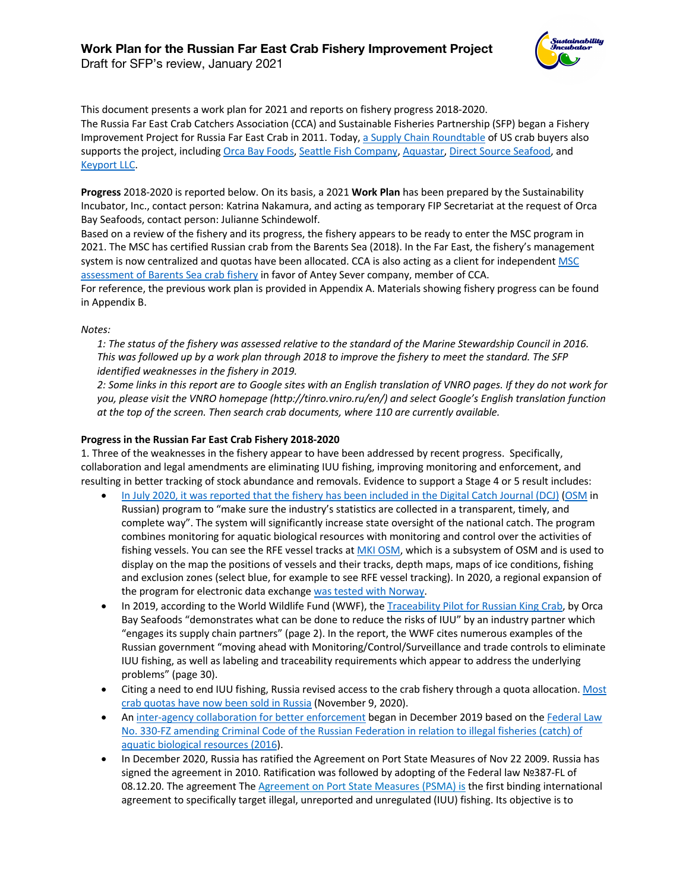# Work Plan for the Russian Far East Crab Fishery Improvement Project

Draft for SFP's review, January 2021

This document presents a work plan for 2021 and reports on fishery progress 2018-2020.
The Russia Far East Crab Catchers Association (CCA) and Sustainable Fisheries Partnership (SFP) began a Fishery Improvement Project for Russia Far East Crab in 2011. Today, a Supply Chain Roundtable of US crab buyers also supports the project, including Orca Bay Foods, Seattle Fish Company, Aquastar, Direct Source Seafood, and Keyport LLC.

**Progress** 2018-2020 is reported below. On its basis, a 2021 **Work Plan** has been prepared by the Sustainability Incubator, Inc., contact person: Katrina Nakamura, and acting as temporary FIP Secretariat at the request of Orca Bay Seafoods, contact person: Julianne Schindewolf.
Based on a review of the fishery and its progress, the fishery appears to be ready to enter the MSC program in 2021. The MSC has certified Russian crab from the Barents Sea (2018). In the Far East, the fishery's management system is now centralized and quotas have been allocated. CCA is also acting as a client for independent MSC assessment of Barents Sea crab fishery in favor of Antey Sever company, member of CCA.
For reference, the previous work plan is provided in Appendix A. Materials showing fishery progress can be found in Appendix B.

*Notes:*

*1: The status of the fishery was assessed relative to the standard of the Marine Stewardship Council in 2016. This was followed up by a work plan through 2018 to improve the fishery to meet the standard. The SFP identified weaknesses in the fishery in 2019.*

*2: Some links in this report are to Google sites with an English translation of VNRO pages. If they do not work for you, please visit the VNRO homepage (http://tinro.vniro.ru/en/) and select Google's English translation function at the top of the screen. Then search crab documents, where 110 are currently available.*

**Progress in the Russian Far East Crab Fishery 2018-2020**

1. Three of the weaknesses in the fishery appear to have been addressed by recent progress. Specifically, collaboration and legal amendments are eliminating IUU fishing, improving monitoring and enforcement, and resulting in better tracking of stock abundance and removals. Evidence to support a Stage 4 or 5 result includes:

- In July 2020, it was reported that the fishery has been included in the Digital Catch Journal (DCJ) (OSM in Russian) program to "make sure the industry's statistics are collected in a transparent, timely, and complete way". The system will significantly increase state oversight of the national catch. The program combines monitoring for aquatic biological resources with monitoring and control over the activities of fishing vessels. You can see the RFE vessel tracks at MKI OSM, which is a subsystem of OSM and is used to display on the map the positions of vessels and their tracks, depth maps, maps of ice conditions, fishing and exclusion zones (select blue, for example to see RFE vessel tracking). In 2020, a regional expansion of the program for electronic data exchange was tested with Norway.
- In 2019, according to the World Wildlife Fund (WWF), the Traceability Pilot for Russian King Crab, by Orca Bay Seafoods "demonstrates what can be done to reduce the risks of IUU" by an industry partner which "engages its supply chain partners" (page 2). In the report, the WWF cites numerous examples of the Russian government "moving ahead with Monitoring/Control/Surveillance and trade controls to eliminate IUU fishing, as well as labeling and traceability requirements which appear to address the underlying problems" (page 30).
- Citing a need to end IUU fishing, Russia revised access to the crab fishery through a quota allocation. Most crab quotas have now been sold in Russia (November 9, 2020).
- An inter-agency collaboration for better enforcement began in December 2019 based on the Federal Law No. 330-FZ amending Criminal Code of the Russian Federation in relation to illegal fisheries (catch) of aquatic biological resources (2016).
- In December 2020, Russia has ratified the Agreement on Port State Measures of Nov 22 2009. Russia has signed the agreement in 2010. Ratification was followed by adopting of the Federal law №387-FL of 08.12.20. The agreement The Agreement on Port State Measures (PSMA) is the first binding international agreement to specifically target illegal, unreported and unregulated (IUU) fishing. Its objective is to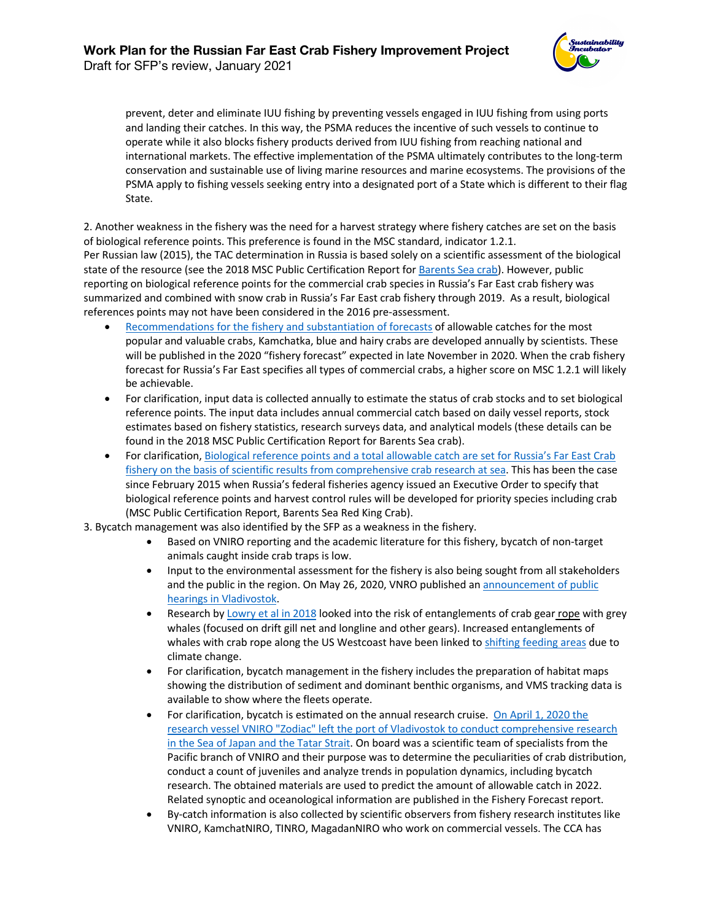prevent, deter and eliminate IUU fishing by preventing vessels engaged in IUU fishing from using ports and landing their catches. In this way, the PSMA reduces the incentive of such vessels to continue to operate while it also blocks fishery products derived from IUU fishing from reaching national and international markets. The effective implementation of the PSMA ultimately contributes to the long-term conservation and sustainable use of living marine resources and marine ecosystems. The provisions of the PSMA apply to fishing vessels seeking entry into a designated port of a State which is different to their flag State.

2. Another weakness in the fishery was the need for a harvest strategy where fishery catches are set on the basis of biological reference points. This preference is found in the MSC standard, indicator 1.2.1.
Per Russian law (2015), the TAC determination in Russia is based solely on a scientific assessment of the biological state of the resource (see the 2018 MSC Public Certification Report for Barents Sea crab). However, public reporting on biological reference points for the commercial crab species in Russia's Far East crab fishery was summarized and combined with snow crab in Russia's Far East crab fishery through 2019. As a result, biological references points may not have been considered in the 2016 pre-assessment.

- Recommendations for the fishery and substantiation of forecasts of allowable catches for the most popular and valuable crabs, Kamchatka, blue and hairy crabs are developed annually by scientists. These will be published in the 2020 "fishery forecast" expected in late November in 2020. When the crab fishery forecast for Russia's Far East specifies all types of commercial crabs, a higher score on MSC 1.2.1 will likely be achievable.
- For clarification, input data is collected annually to estimate the status of crab stocks and to set biological reference points. The input data includes annual commercial catch based on daily vessel reports, stock estimates based on fishery statistics, research surveys data, and analytical models (these details can be found in the 2018 MSC Public Certification Report for Barents Sea crab).
- For clarification, Biological reference points and a total allowable catch are set for Russia's Far East Crab fishery on the basis of scientific results from comprehensive crab research at sea. This has been the case since February 2015 when Russia's federal fisheries agency issued an Executive Order to specify that biological reference points and harvest control rules will be developed for priority species including crab (MSC Public Certification Report, Barents Sea Red King Crab).

3. Bycatch management was also identified by the SFP as a weakness in the fishery.

- Based on VNIRO reporting and the academic literature for this fishery, bycatch of non-target animals caught inside crab traps is low.
- Input to the environmental assessment for the fishery is also being sought from all stakeholders and the public in the region. On May 26, 2020, VNRO published an announcement of public hearings in Vladivostok.
- Research by Lowry et al in 2018 looked into the risk of entanglements of crab gear rope with grey whales (focused on drift gill net and longline and other gears). Increased entanglements of whales with crab rope along the US Westcoast have been linked to shifting feeding areas due to climate change.
- For clarification, bycatch management in the fishery includes the preparation of habitat maps showing the distribution of sediment and dominant benthic organisms, and VMS tracking data is available to show where the fleets operate.
- For clarification, bycatch is estimated on the annual research cruise. On April 1, 2020 the research vessel VNIRO "Zodiac" left the port of Vladivostok to conduct comprehensive research in the Sea of Japan and the Tatar Strait. On board was a scientific team of specialists from the Pacific branch of VNIRO and their purpose was to determine the peculiarities of crab distribution, conduct a count of juveniles and analyze trends in population dynamics, including bycatch research. The obtained materials are used to predict the amount of allowable catch in 2022. Related synoptic and oceanological information are published in the Fishery Forecast report.
- By-catch information is also collected by scientific observers from fishery research institutes like VNIRO, KamchatNIRO, TINRO, MagadanNIRO who work on commercial vessels. The CCA has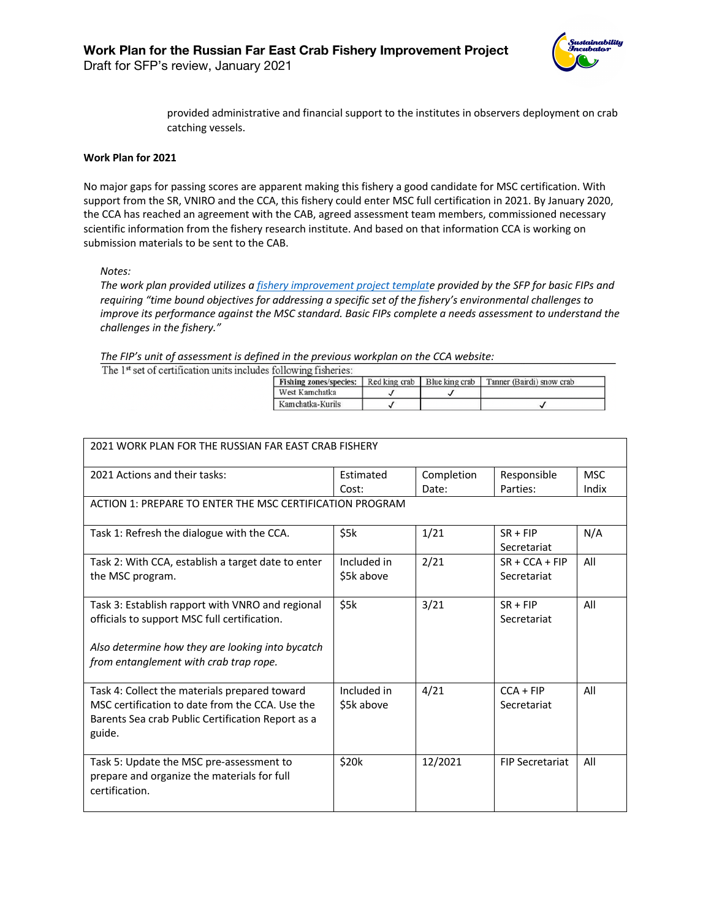provided administrative and financial support to the institutes in observers deployment on crab catching vessels.

**Work Plan for 2021**

No major gaps for passing scores are apparent making this fishery a good candidate for MSC certification. With support from the SR, VNIRO and the CCA, this fishery could enter MSC full certification in 2021. By January 2020, the CCA has reached an agreement with the CAB, agreed assessment team members, commissioned necessary scientific information from the fishery research institute. And based on that information CCA is working on submission materials to be sent to the CAB.

*Notes:*

*The work plan provided utilizes a [fishery improvement project template]() provided by the SFP for basic FIPs and requiring "time bound objectives for addressing a specific set of the fishery's environmental challenges to improve its performance against the MSC standard. Basic FIPs complete a needs assessment to understand the challenges in the fishery."*

*The FIP's unit of assessment is defined in the previous workplan on the CCA website:*

The 1st set of certification units includes following fisheries:

| Fishing zones/species: | Red king crab | Blue king crab | Tanner (Bairdi) snow crab |
|---|---|---|---|
| West Kamchatka | ✓ | ✓ | |
| Kamchatka-Kurils | ✓ | | ✓ |

| 2021 WORK PLAN FOR THE RUSSIAN FAR EAST CRAB FISHERY | | | | |
|---|---|---|---|---|
| 2021 Actions and their tasks: | Estimated Cost: | Completion Date: | Responsible Parties: | MSC Indix |
| ACTION 1: PREPARE TO ENTER THE MSC CERTIFICATION PROGRAM | | | | |
| Task 1: Refresh the dialogue with the CCA. | $5k | 1/21 | SR + FIP Secretariat | N/A |
| Task 2: With CCA, establish a target date to enter the MSC program. | Included in $5k above | 2/21 | SR + CCA + FIP Secretariat | All |
| Task 3: Establish rapport with VNRO and regional officials to support MSC full certification.<br><br>*Also determine how they are looking into bycatch from entanglement with crab trap rope.* | $5k | 3/21 | SR + FIP Secretariat | All |
| Task 4: Collect the materials prepared toward MSC certification to date from the CCA. Use the Barents Sea crab Public Certification Report as a guide. | Included in $5k above | 4/21 | CCA + FIP Secretariat | All |
| Task 5: Update the MSC pre-assessment to prepare and organize the materials for full certification. | $20k | 12/2021 | FIP Secretariat | All |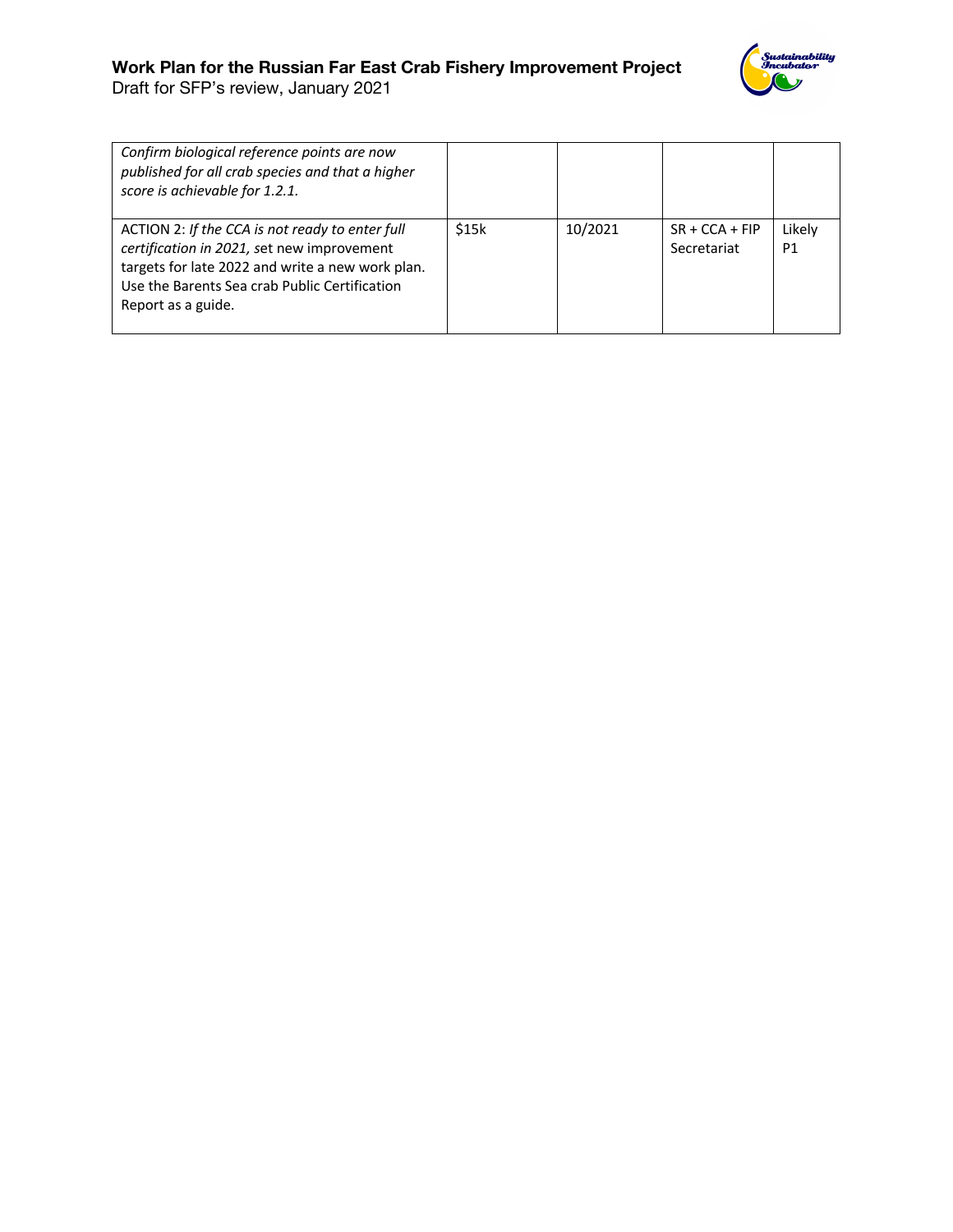| | | | | |
|---|---|---|---|---|
| *Confirm biological reference points are now published for all crab species and that a higher score is achievable for 1.2.1.* | | | | |
| ACTION 2: *If the CCA is not ready to enter full certification in 2021,* set new improvement targets for late 2022 and write a new work plan. Use the Barents Sea crab Public Certification Report as a guide. | $15k | 10/2021 | SR + CCA + FIP Secretariat | Likely P1 |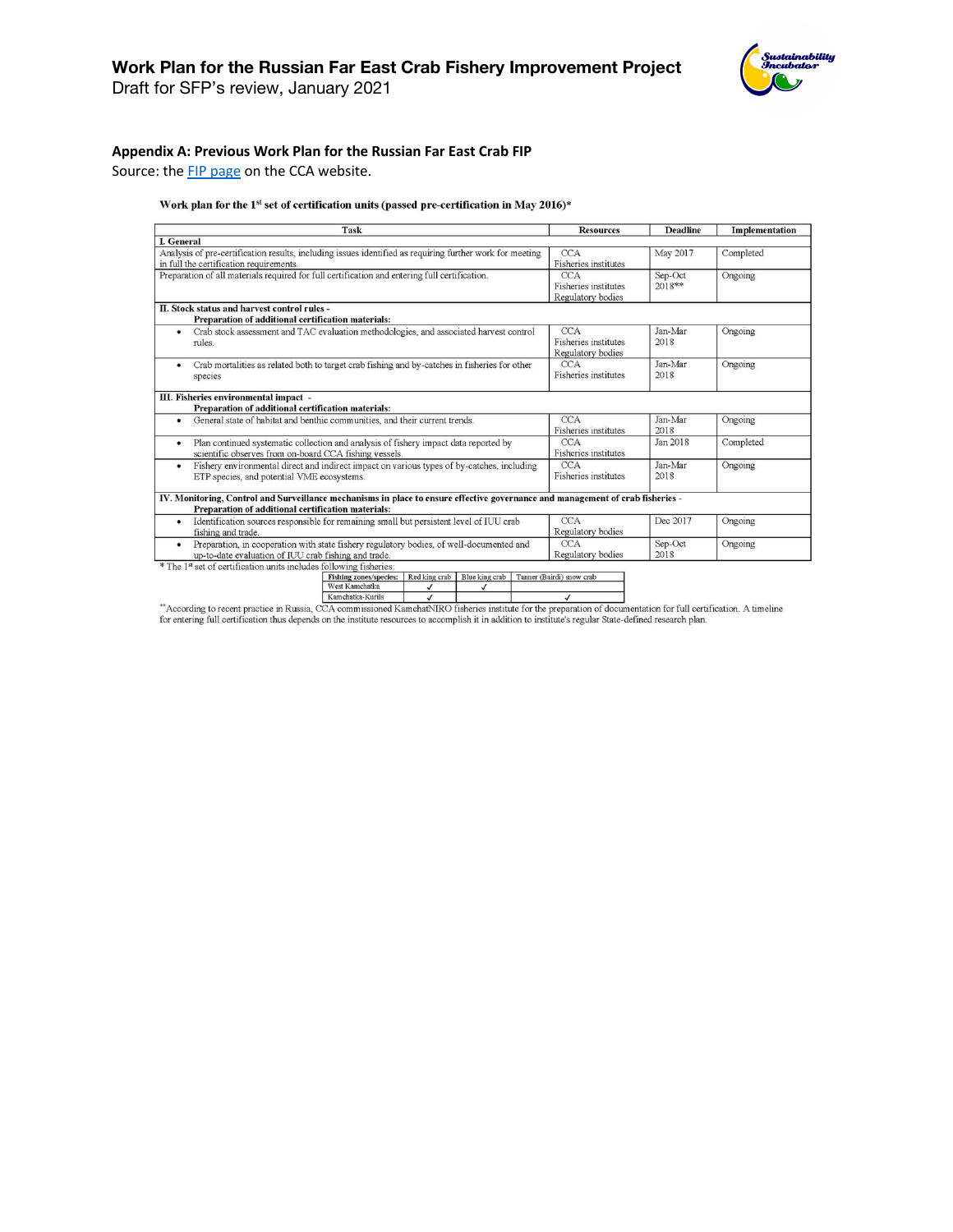## Appendix A: Previous Work Plan for the Russian Far East Crab FIP

Source: the FIP page on the CCA website.

**Work plan for the 1st set of certification units (passed pre-certification in May 2016)***

| Task | Resources | Deadline | Implementation |
|---|---|---|---|
| **I. General** | | | |
| Analysis of pre-certification results, including issues identified as requiring further work for meeting in full the certification requirements. | CCA<br>Fisheries institutes | May 2017 | Completed |
| Preparation of all materials required for full certification and entering full certification. | CCA<br>Fisheries institutes<br>Regulatory bodies | Sep-Oct 2018** | Ongoing |
| **II. Stock status and harvest control rules - Preparation of additional certification materials:** | | | |
| • Crab stock assessment and TAC evaluation methodologies, and associated harvest control rules. | CCA<br>Fisheries institutes<br>Regulatory bodies | Jan-Mar 2018 | Ongoing |
| • Crab mortalities as related both to target crab fishing and by-catches in fisheries for other species | CCA<br>Fisheries institutes | Jan-Mar 2018 | Ongoing |
| **III. Fisheries environmental impact - Preparation of additional certification materials:** | | | |
| • General state of habitat and benthic communities, and their current trends. | CCA<br>Fisheries institutes | Jan-Mar 2018 | Ongoing |
| • Plan continued systematic collection and analysis of fishery impact data reported by scientific observes from on-board CCA fishing vessels. | CCA<br>Fisheries institutes | Jan 2018 | Completed |
| • Fishery environmental direct and indirect impact on various types of by-catches, including ETP species, and potential VME ecosystems. | CCA<br>Fisheries institutes | Jan-Mar 2018 | Ongoing |
| **IV. Monitoring, Control and Surveillance mechanisms in place to ensure effective governance and management of crab fisheries - Preparation of additional certification materials:** | | | |
| • Identification sources responsible for remaining small but persistent level of IUU crab fishing and trade. | CCA<br>Regulatory bodies | Dec 2017 | Ongoing |
| • Preparation, in cooperation with state fishery regulatory bodies, of well-documented and up-to-date evaluation of IUU crab fishing and trade. | CCA<br>Regulatory bodies | Sep-Oct 2018 | Ongoing |

* The 1st set of certification units includes following fisheries:

| Fishing zones/species: | Red king crab | Blue king crab | Tanner (Bairdi) snow crab |
|---|---|---|---|
| West Kamchatka | ✓ | ✓ | |
| Kamchatka-Kurils | ✓ | | ✓ |

**According to recent practice in Russia, CCA commissioned KamchatNIRO fisheries institute for the preparation of documentation for full certification. A timeline for entering full certification thus depends on the institute resources to accomplish it in addition to institute's regular State-defined research plan.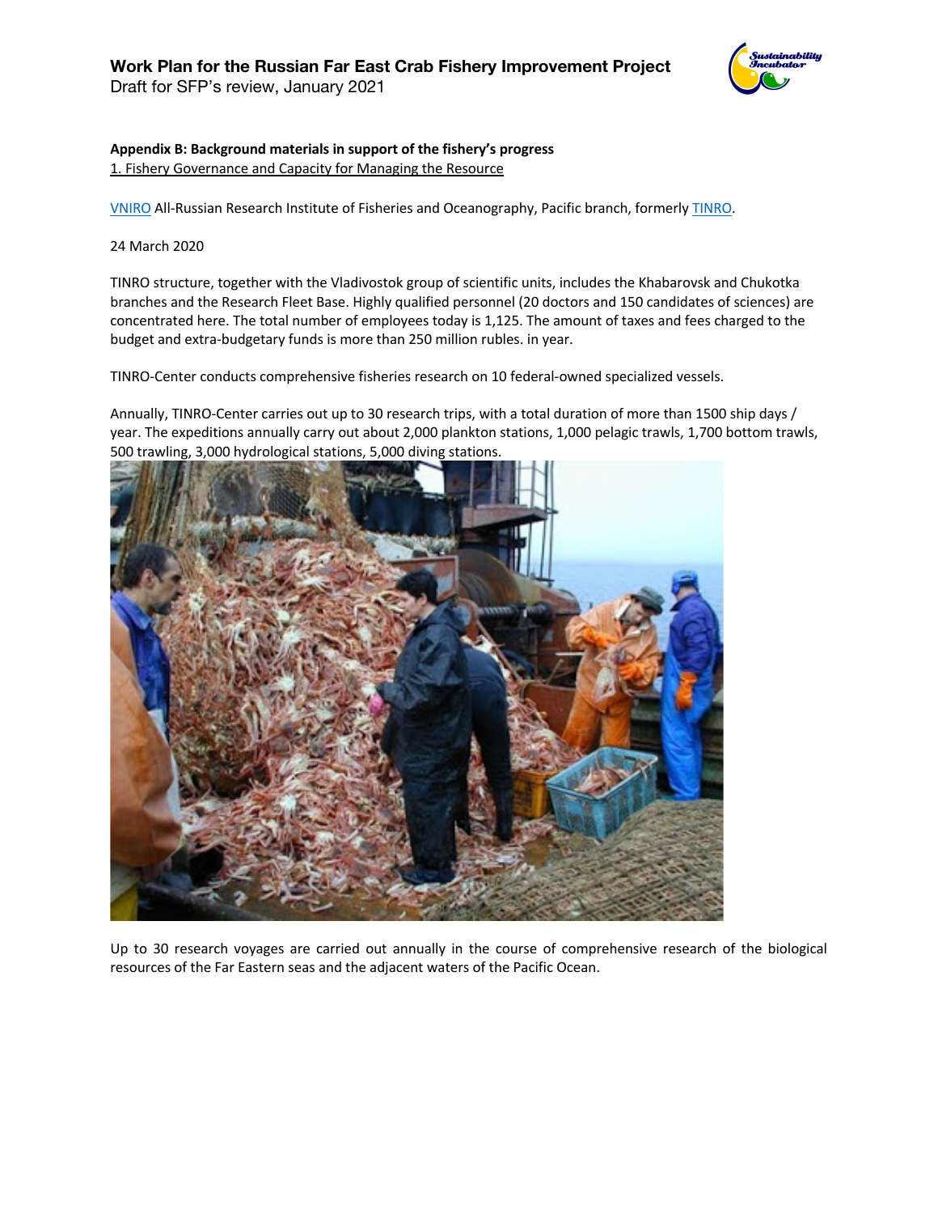**Appendix B: Background materials in support of the fishery's progress**

1. Fishery Governance and Capacity for Managing the Resource

VNIRO All-Russian Research Institute of Fisheries and Oceanography, Pacific branch, formerly TINRO.

24 March 2020

TINRO structure, together with the Vladivostok group of scientific units, includes the Khabarovsk and Chukotka branches and the Research Fleet Base. Highly qualified personnel (20 doctors and 150 candidates of sciences) are concentrated here. The total number of employees today is 1,125. The amount of taxes and fees charged to the budget and extra-budgetary funds is more than 250 million rubles. in year.

TINRO-Center conducts comprehensive fisheries research on 10 federal-owned specialized vessels.

Annually, TINRO-Center carries out up to 30 research trips, with a total duration of more than 1500 ship days / year. The expeditions annually carry out about 2,000 plankton stations, 1,000 pelagic trawls, 1,700 bottom trawls, 500 trawling, 3,000 hydrological stations, 5,000 diving stations.

Up to 30 research voyages are carried out annually in the course of comprehensive research of the biological resources of the Far Eastern seas and the adjacent waters of the Pacific Ocean.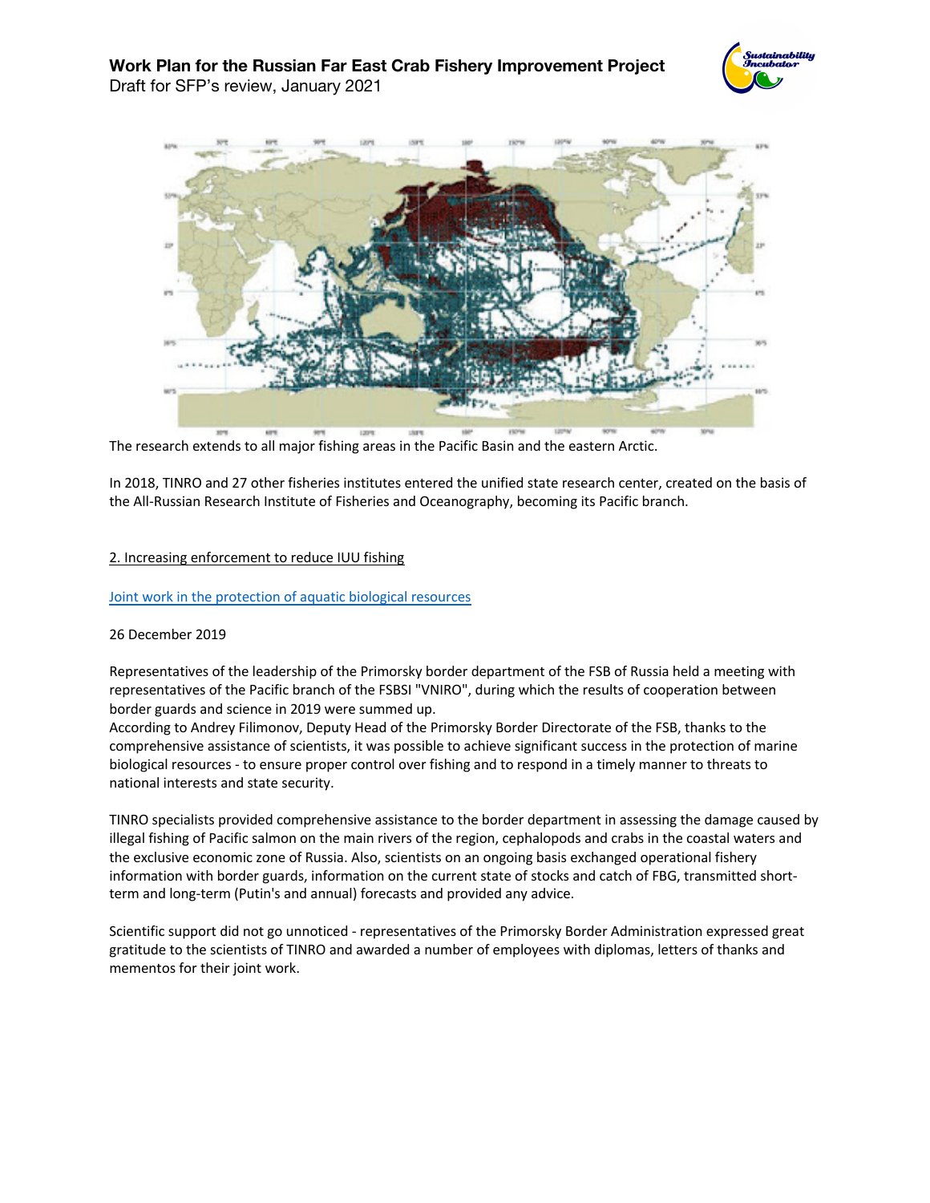The research extends to all major fishing areas in the Pacific Basin and the eastern Arctic.

In 2018, TINRO and 27 other fisheries institutes entered the unified state research center, created on the basis of the All-Russian Research Institute of Fisheries and Oceanography, becoming its Pacific branch.

## 2. Increasing enforcement to reduce IUU fishing

### Joint work in the protection of aquatic biological resources

26 December 2019

Representatives of the leadership of the Primorsky border department of the FSB of Russia held a meeting with representatives of the Pacific branch of the FSBSI "VNIRO", during which the results of cooperation between border guards and science in 2019 were summed up.
According to Andrey Filimonov, Deputy Head of the Primorsky Border Directorate of the FSB, thanks to the comprehensive assistance of scientists, it was possible to achieve significant success in the protection of marine biological resources - to ensure proper control over fishing and to respond in a timely manner to threats to national interests and state security.

TINRO specialists provided comprehensive assistance to the border department in assessing the damage caused by illegal fishing of Pacific salmon on the main rivers of the region, cephalopods and crabs in the coastal waters and the exclusive economic zone of Russia. Also, scientists on an ongoing basis exchanged operational fishery information with border guards, information on the current state of stocks and catch of FBG, transmitted short-term and long-term (Putin's and annual) forecasts and provided any advice.

Scientific support did not go unnoticed - representatives of the Primorsky Border Administration expressed great gratitude to the scientists of TINRO and awarded a number of employees with diplomas, letters of thanks and mementos for their joint work.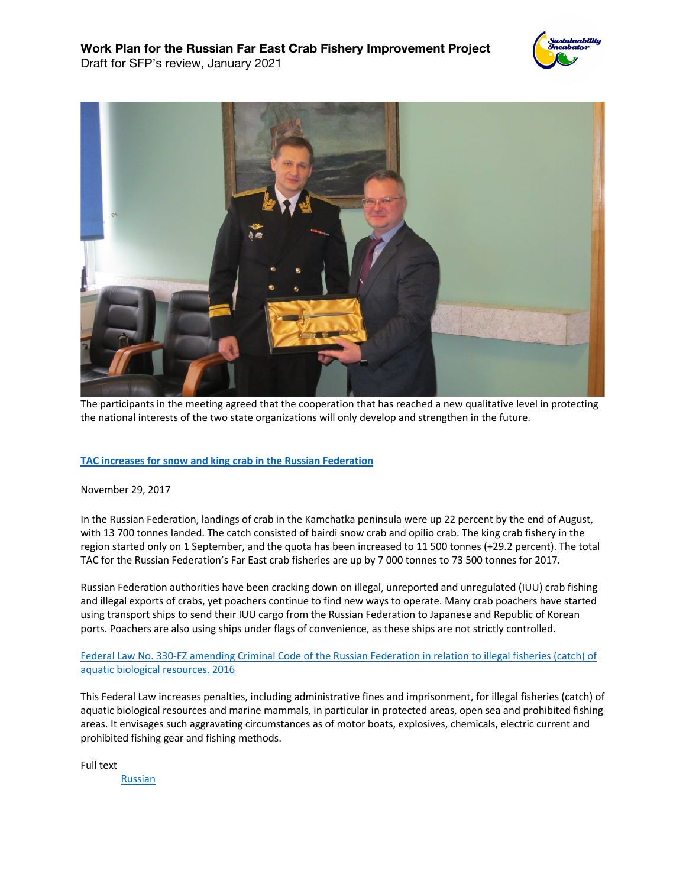The participants in the meeting agreed that the cooperation that has reached a new qualitative level in protecting the national interests of the two state organizations will only develop and strengthen in the future.

**TAC increases for snow and king crab in the Russian Federation**

November 29, 2017

In the Russian Federation, landings of crab in the Kamchatka peninsula were up 22 percent by the end of August, with 13 700 tonnes landed. The catch consisted of bairdi snow crab and opilio crab. The king crab fishery in the region started only on 1 September, and the quota has been increased to 11 500 tonnes (+29.2 percent). The total TAC for the Russian Federation's Far East crab fisheries are up by 7 000 tonnes to 73 500 tonnes for 2017.

Russian Federation authorities have been cracking down on illegal, unreported and unregulated (IUU) crab fishing and illegal exports of crabs, yet poachers continue to find new ways to operate. Many crab poachers have started using transport ships to send their IUU cargo from the Russian Federation to Japanese and Republic of Korean ports. Poachers are also using ships under flags of convenience, as these ships are not strictly controlled.

Federal Law No. 330-FZ amending Criminal Code of the Russian Federation in relation to illegal fisheries (catch) of aquatic biological resources. 2016

This Federal Law increases penalties, including administrative fines and imprisonment, for illegal fisheries (catch) of aquatic biological resources and marine mammals, in particular in protected areas, open sea and prohibited fishing areas. It envisages such aggravating circumstances as of motor boats, explosives, chemicals, electric current and prohibited fishing gear and fishing methods.

Full text

Russian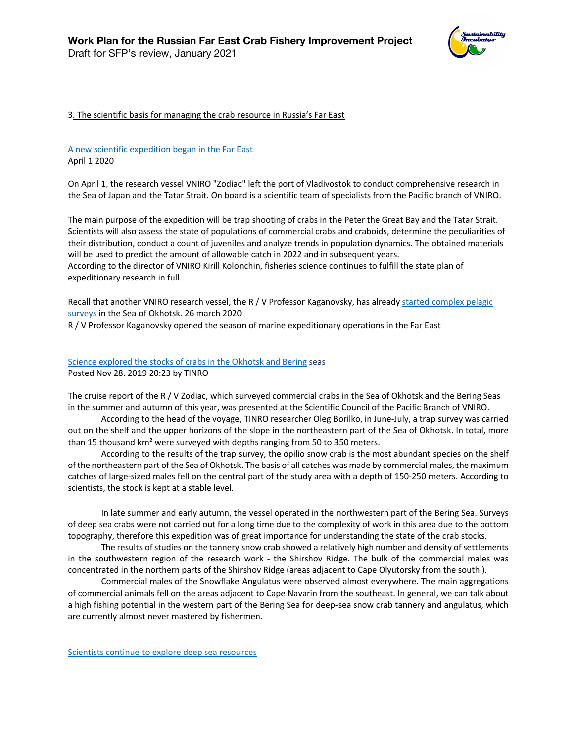3. The scientific basis for managing the crab resource in Russia's Far East

A new scientific expedition began in the Far East
April 1 2020

On April 1, the research vessel VNIRO "Zodiac" left the port of Vladivostok to conduct comprehensive research in the Sea of Japan and the Tatar Strait. On board is a scientific team of specialists from the Pacific branch of VNIRO.

The main purpose of the expedition will be trap shooting of crabs in the Peter the Great Bay and the Tatar Strait. Scientists will also assess the state of populations of commercial crabs and craboids, determine the peculiarities of their distribution, conduct a count of juveniles and analyze trends in population dynamics. The obtained materials will be used to predict the amount of allowable catch in 2022 and in subsequent years.
According to the director of VNIRO Kirill Kolonchin, fisheries science continues to fulfill the state plan of expeditionary research in full.

Recall that another VNIRO research vessel, the R / V Professor Kaganovsky, has already started complex pelagic surveys in the Sea of Okhotsk. 26 march 2020
R / V Professor Kaganovsky opened the season of marine expeditionary operations in the Far East

Science explored the stocks of crabs in the Okhotsk and Bering seas
Posted Nov 28. 2019 20:23 by TINRO

The cruise report of the R / V Zodiac, which surveyed commercial crabs in the Sea of Okhotsk and the Bering Seas in the summer and autumn of this year, was presented at the Scientific Council of the Pacific Branch of VNIRO.

According to the head of the voyage, TINRO researcher Oleg Borilko, in June-July, a trap survey was carried out on the shelf and the upper horizons of the slope in the northeastern part of the Sea of Okhotsk. In total, more than 15 thousand km² were surveyed with depths ranging from 50 to 350 meters.

According to the results of the trap survey, the opilio snow crab is the most abundant species on the shelf of the northeastern part of the Sea of Okhotsk. The basis of all catches was made by commercial males, the maximum catches of large-sized males fell on the central part of the study area with a depth of 150-250 meters. According to scientists, the stock is kept at a stable level.

In late summer and early autumn, the vessel operated in the northwestern part of the Bering Sea. Surveys of deep sea crabs were not carried out for a long time due to the complexity of work in this area due to the bottom topography, therefore this expedition was of great importance for understanding the state of the crab stocks.

The results of studies on the tannery snow crab showed a relatively high number and density of settlements in the southwestern region of the research work - the Shirshov Ridge. The bulk of the commercial males was concentrated in the northern parts of the Shirshov Ridge (areas adjacent to Cape Olyutorsky from the south ).

Commercial males of the Snowflake Angulatus were observed almost everywhere. The main aggregations of commercial animals fell on the areas adjacent to Cape Navarin from the southeast. In general, we can talk about a high fishing potential in the western part of the Bering Sea for deep-sea snow crab tannery and angulatus, which are currently almost never mastered by fishermen.

Scientists continue to explore deep sea resources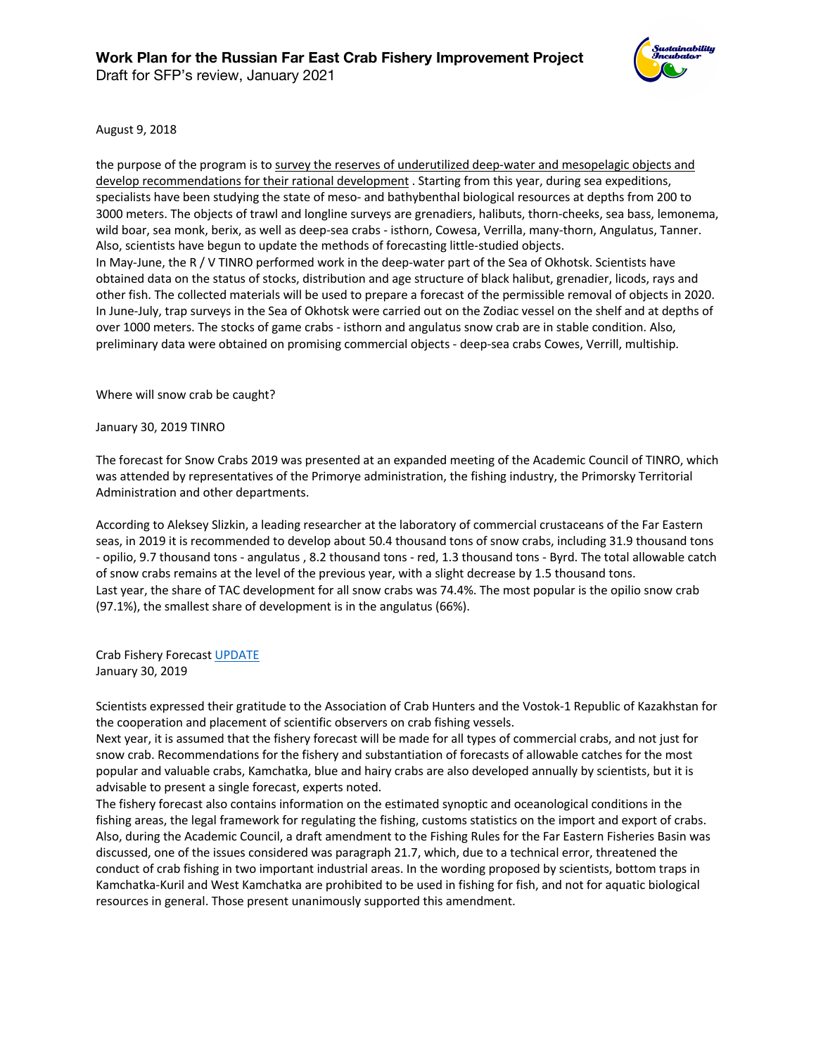August 9, 2018

the purpose of the program is to survey the reserves of underutilized deep-water and mesopelagic objects and develop recommendations for their rational development . Starting from this year, during sea expeditions, specialists have been studying the state of meso- and bathybenthal biological resources at depths from 200 to 3000 meters. The objects of trawl and longline surveys are grenadiers, halibuts, thorn-cheeks, sea bass, lemonema, wild boar, sea monk, berix, as well as deep-sea crabs - isthorn, Cowesa, Verrilla, many-thorn, Angulatus, Tanner. Also, scientists have begun to update the methods of forecasting little-studied objects.
In May-June, the R / V TINRO performed work in the deep-water part of the Sea of Okhotsk. Scientists have obtained data on the status of stocks, distribution and age structure of black halibut, grenadier, licods, rays and other fish. The collected materials will be used to prepare a forecast of the permissible removal of objects in 2020. In June-July, trap surveys in the Sea of Okhotsk were carried out on the Zodiac vessel on the shelf and at depths of over 1000 meters. The stocks of game crabs - isthorn and angulatus snow crab are in stable condition. Also, preliminary data were obtained on promising commercial objects - deep-sea crabs Cowes, Verrill, multiship.

Where will snow crab be caught?

January 30, 2019 TINRO

The forecast for Snow Crabs 2019 was presented at an expanded meeting of the Academic Council of TINRO, which was attended by representatives of the Primorye administration, the fishing industry, the Primorsky Territorial Administration and other departments.

According to Aleksey Slizkin, a leading researcher at the laboratory of commercial crustaceans of the Far Eastern seas, in 2019 it is recommended to develop about 50.4 thousand tons of snow crabs, including 31.9 thousand tons - opilio, 9.7 thousand tons - angulatus , 8.2 thousand tons - red, 1.3 thousand tons - Byrd. The total allowable catch of snow crabs remains at the level of the previous year, with a slight decrease by 1.5 thousand tons.
Last year, the share of TAC development for all snow crabs was 74.4%. The most popular is the opilio snow crab (97.1%), the smallest share of development is in the angulatus (66%).

Crab Fishery Forecast UPDATE
January 30, 2019

Scientists expressed their gratitude to the Association of Crab Hunters and the Vostok-1 Republic of Kazakhstan for the cooperation and placement of scientific observers on crab fishing vessels.
Next year, it is assumed that the fishery forecast will be made for all types of commercial crabs, and not just for snow crab. Recommendations for the fishery and substantiation of forecasts of allowable catches for the most popular and valuable crabs, Kamchatka, blue and hairy crabs are also developed annually by scientists, but it is advisable to present a single forecast, experts noted.
The fishery forecast also contains information on the estimated synoptic and oceanological conditions in the fishing areas, the legal framework for regulating the fishing, customs statistics on the import and export of crabs. Also, during the Academic Council, a draft amendment to the Fishing Rules for the Far Eastern Fisheries Basin was discussed, one of the issues considered was paragraph 21.7, which, due to a technical error, threatened the conduct of crab fishing in two important industrial areas. In the wording proposed by scientists, bottom traps in Kamchatka-Kuril and West Kamchatka are prohibited to be used in fishing for fish, and not for aquatic biological resources in general. Those present unanimously supported this amendment.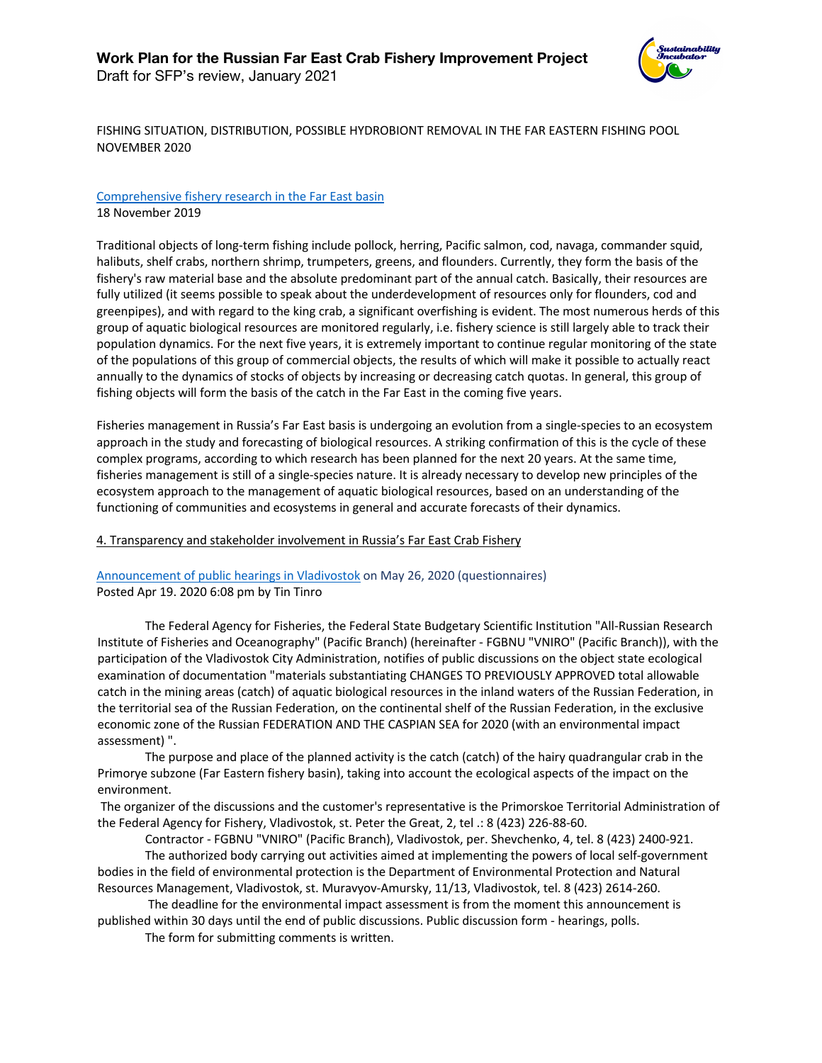FISHING SITUATION, DISTRIBUTION, POSSIBLE HYDROBIONT REMOVAL IN THE FAR EASTERN FISHING POOL NOVEMBER 2020

Comprehensive fishery research in the Far East basin
18 November 2019

Traditional objects of long-term fishing include pollock, herring, Pacific salmon, cod, navaga, commander squid, halibuts, shelf crabs, northern shrimp, trumpeters, greens, and flounders. Currently, they form the basis of the fishery's raw material base and the absolute predominant part of the annual catch. Basically, their resources are fully utilized (it seems possible to speak about the underdevelopment of resources only for flounders, cod and greenpipes), and with regard to the king crab, a significant overfishing is evident. The most numerous herds of this group of aquatic biological resources are monitored regularly, i.e. fishery science is still largely able to track their population dynamics. For the next five years, it is extremely important to continue regular monitoring of the state of the populations of this group of commercial objects, the results of which will make it possible to actually react annually to the dynamics of stocks of objects by increasing or decreasing catch quotas. In general, this group of fishing objects will form the basis of the catch in the Far East in the coming five years.

Fisheries management in Russia's Far East basis is undergoing an evolution from a single-species to an ecosystem approach in the study and forecasting of biological resources. A striking confirmation of this is the cycle of these complex programs, according to which research has been planned for the next 20 years. At the same time, fisheries management is still of a single-species nature. It is already necessary to develop new principles of the ecosystem approach to the management of aquatic biological resources, based on an understanding of the functioning of communities and ecosystems in general and accurate forecasts of their dynamics.

4. Transparency and stakeholder involvement in Russia's Far East Crab Fishery

Announcement of public hearings in Vladivostok on May 26, 2020 (questionnaires)
Posted Apr 19. 2020 6:08 pm by Tin Tinro

The Federal Agency for Fisheries, the Federal State Budgetary Scientific Institution "All-Russian Research Institute of Fisheries and Oceanography" (Pacific Branch) (hereinafter - FGBNU "VNIRO" (Pacific Branch)), with the participation of the Vladivostok City Administration, notifies of public discussions on the object state ecological examination of documentation "materials substantiating CHANGES TO PREVIOUSLY APPROVED total allowable catch in the mining areas (catch) of aquatic biological resources in the inland waters of the Russian Federation, in the territorial sea of the Russian Federation, on the continental shelf of the Russian Federation, in the exclusive economic zone of the Russian FEDERATION AND THE CASPIAN SEA for 2020 (with an environmental impact assessment) ".

The purpose and place of the planned activity is the catch (catch) of the hairy quadrangular crab in the Primorye subzone (Far Eastern fishery basin), taking into account the ecological aspects of the impact on the environment.

The organizer of the discussions and the customer's representative is the Primorskoe Territorial Administration of the Federal Agency for Fishery, Vladivostok, st. Peter the Great, 2, tel .: 8 (423) 226-88-60.

Contractor - FGBNU "VNIRO" (Pacific Branch), Vladivostok, per. Shevchenko, 4, tel. 8 (423) 2400-921.

The authorized body carrying out activities aimed at implementing the powers of local self-government bodies in the field of environmental protection is the Department of Environmental Protection and Natural Resources Management, Vladivostok, st. Muravyov-Amursky, 11/13, Vladivostok, tel. 8 (423) 2614-260.

The deadline for the environmental impact assessment is from the moment this announcement is published within 30 days until the end of public discussions. Public discussion form - hearings, polls.

The form for submitting comments is written.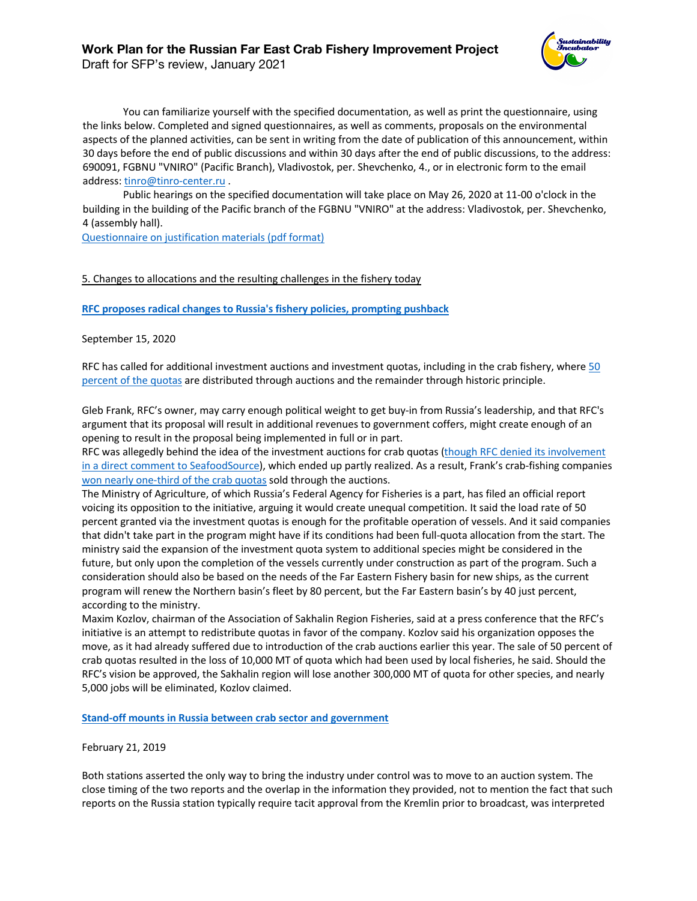You can familiarize yourself with the specified documentation, as well as print the questionnaire, using the links below. Completed and signed questionnaires, as well as comments, proposals on the environmental aspects of the planned activities, can be sent in writing from the date of publication of this announcement, within 30 days before the end of public discussions and within 30 days after the end of public discussions, to the address: 690091, FGBNU "VNIRO" (Pacific Branch), Vladivostok, per. Shevchenko, 4., or in electronic form to the email address: tinro@tinro-center.ru .

Public hearings on the specified documentation will take place on May 26, 2020 at 11-00 o'clock in the building in the building of the Pacific branch of the FGBNU "VNIRO" at the address: Vladivostok, per. Shevchenko, 4 (assembly hall).

Questionnaire on justification materials (pdf format)

5. Changes to allocations and the resulting challenges in the fishery today

**RFC proposes radical changes to Russia's fishery policies, prompting pushback**

September 15, 2020

RFC has called for additional investment auctions and investment quotas, including in the crab fishery, where 50 percent of the quotas are distributed through auctions and the remainder through historic principle.

Gleb Frank, RFC's owner, may carry enough political weight to get buy-in from Russia's leadership, and that RFC's argument that its proposal will result in additional revenues to government coffers, might create enough of an opening to result in the proposal being implemented in full or in part.
RFC was allegedly behind the idea of the investment auctions for crab quotas (though RFC denied its involvement in a direct comment to SeafoodSource), which ended up partly realized. As a result, Frank's crab-fishing companies won nearly one-third of the crab quotas sold through the auctions.
The Ministry of Agriculture, of which Russia's Federal Agency for Fisheries is a part, has filed an official report voicing its opposition to the initiative, arguing it would create unequal competition. It said the load rate of 50 percent granted via the investment quotas is enough for the profitable operation of vessels. And it said companies that didn't take part in the program might have if its conditions had been full-quota allocation from the start. The ministry said the expansion of the investment quota system to additional species might be considered in the future, but only upon the completion of the vessels currently under construction as part of the program. Such a consideration should also be based on the needs of the Far Eastern Fishery basin for new ships, as the current program will renew the Northern basin's fleet by 80 percent, but the Far Eastern basin's by 40 just percent, according to the ministry.
Maxim Kozlov, chairman of the Association of Sakhalin Region Fisheries, said at a press conference that the RFC's initiative is an attempt to redistribute quotas in favor of the company. Kozlov said his organization opposes the move, as it had already suffered due to introduction of the crab auctions earlier this year. The sale of 50 percent of crab quotas resulted in the loss of 10,000 MT of quota which had been used by local fisheries, he said. Should the RFC's vision be approved, the Sakhalin region will lose another 300,000 MT of quota for other species, and nearly 5,000 jobs will be eliminated, Kozlov claimed.

**Stand-off mounts in Russia between crab sector and government**

February 21, 2019

Both stations asserted the only way to bring the industry under control was to move to an auction system. The close timing of the two reports and the overlap in the information they provided, not to mention the fact that such reports on the Russia station typically require tacit approval from the Kremlin prior to broadcast, was interpreted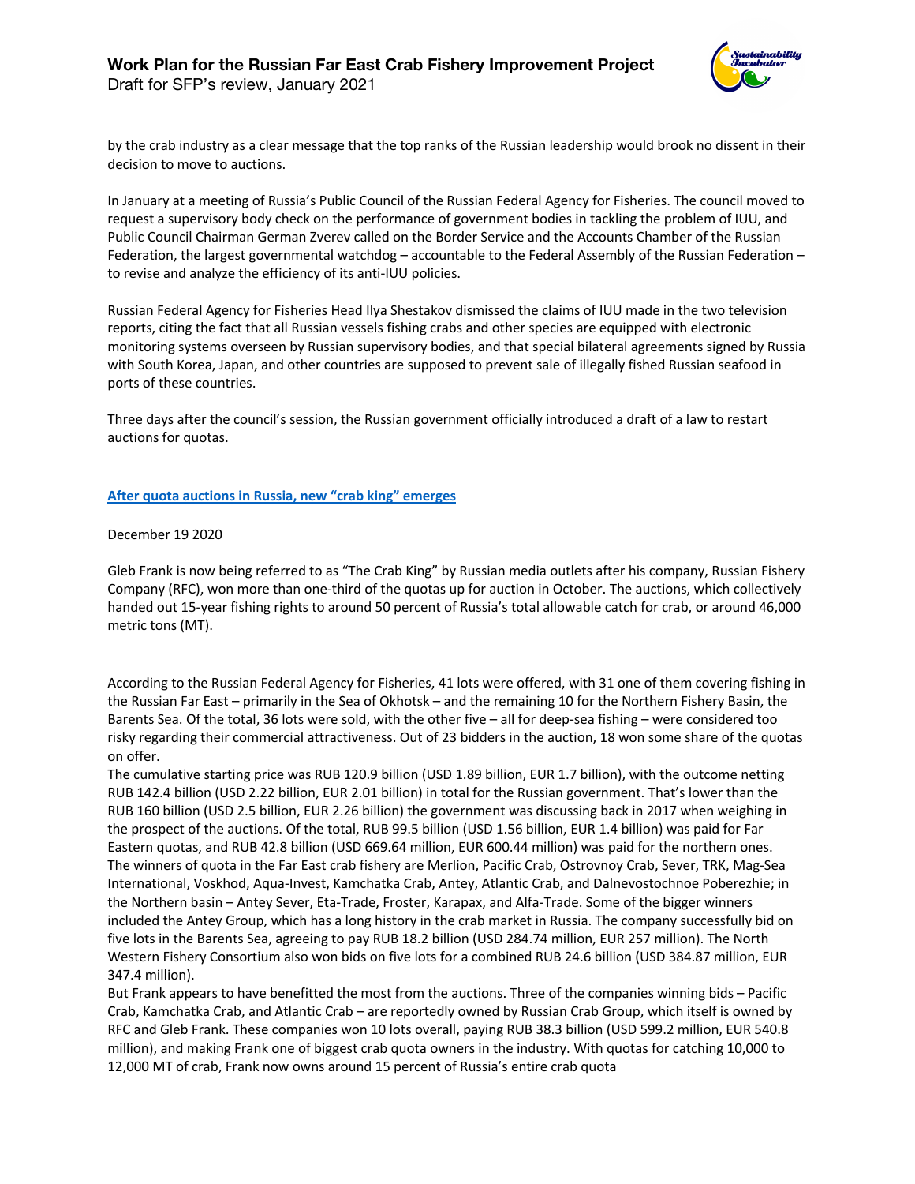by the crab industry as a clear message that the top ranks of the Russian leadership would brook no dissent in their decision to move to auctions.

In January at a meeting of Russia's Public Council of the Russian Federal Agency for Fisheries. The council moved to request a supervisory body check on the performance of government bodies in tackling the problem of IUU, and Public Council Chairman German Zverev called on the Border Service and the Accounts Chamber of the Russian Federation, the largest governmental watchdog – accountable to the Federal Assembly of the Russian Federation – to revise and analyze the efficiency of its anti-IUU policies.

Russian Federal Agency for Fisheries Head Ilya Shestakov dismissed the claims of IUU made in the two television reports, citing the fact that all Russian vessels fishing crabs and other species are equipped with electronic monitoring systems overseen by Russian supervisory bodies, and that special bilateral agreements signed by Russia with South Korea, Japan, and other countries are supposed to prevent sale of illegally fished Russian seafood in ports of these countries.

Three days after the council's session, the Russian government officially introduced a draft of a law to restart auctions for quotas.

**After quota auctions in Russia, new "crab king" emerges**

December 19 2020

Gleb Frank is now being referred to as "The Crab King" by Russian media outlets after his company, Russian Fishery Company (RFC), won more than one-third of the quotas up for auction in October. The auctions, which collectively handed out 15-year fishing rights to around 50 percent of Russia's total allowable catch for crab, or around 46,000 metric tons (MT).

According to the Russian Federal Agency for Fisheries, 41 lots were offered, with 31 one of them covering fishing in the Russian Far East – primarily in the Sea of Okhotsk – and the remaining 10 for the Northern Fishery Basin, the Barents Sea. Of the total, 36 lots were sold, with the other five – all for deep-sea fishing – were considered too risky regarding their commercial attractiveness. Out of 23 bidders in the auction, 18 won some share of the quotas on offer.

The cumulative starting price was RUB 120.9 billion (USD 1.89 billion, EUR 1.7 billion), with the outcome netting RUB 142.4 billion (USD 2.22 billion, EUR 2.01 billion) in total for the Russian government. That's lower than the RUB 160 billion (USD 2.5 billion, EUR 2.26 billion) the government was discussing back in 2017 when weighing in the prospect of the auctions. Of the total, RUB 99.5 billion (USD 1.56 billion, EUR 1.4 billion) was paid for Far Eastern quotas, and RUB 42.8 billion (USD 669.64 million, EUR 600.44 million) was paid for the northern ones. The winners of quota in the Far East crab fishery are Merlion, Pacific Crab, Ostrovnoy Crab, Sever, TRK, Mag-Sea International, Voskhod, Aqua-Invest, Kamchatka Crab, Antey, Atlantic Crab, and Dalnevostochnoe Poberezhie; in the Northern basin – Antey Sever, Eta-Trade, Froster, Karapax, and Alfa-Trade. Some of the bigger winners included the Antey Group, which has a long history in the crab market in Russia. The company successfully bid on five lots in the Barents Sea, agreeing to pay RUB 18.2 billion (USD 284.74 million, EUR 257 million). The North Western Fishery Consortium also won bids on five lots for a combined RUB 24.6 billion (USD 384.87 million, EUR 347.4 million).

But Frank appears to have benefitted the most from the auctions. Three of the companies winning bids – Pacific Crab, Kamchatka Crab, and Atlantic Crab – are reportedly owned by Russian Crab Group, which itself is owned by RFC and Gleb Frank. These companies won 10 lots overall, paying RUB 38.3 billion (USD 599.2 million, EUR 540.8 million), and making Frank one of biggest crab quota owners in the industry. With quotas for catching 10,000 to 12,000 MT of crab, Frank now owns around 15 percent of Russia's entire crab quota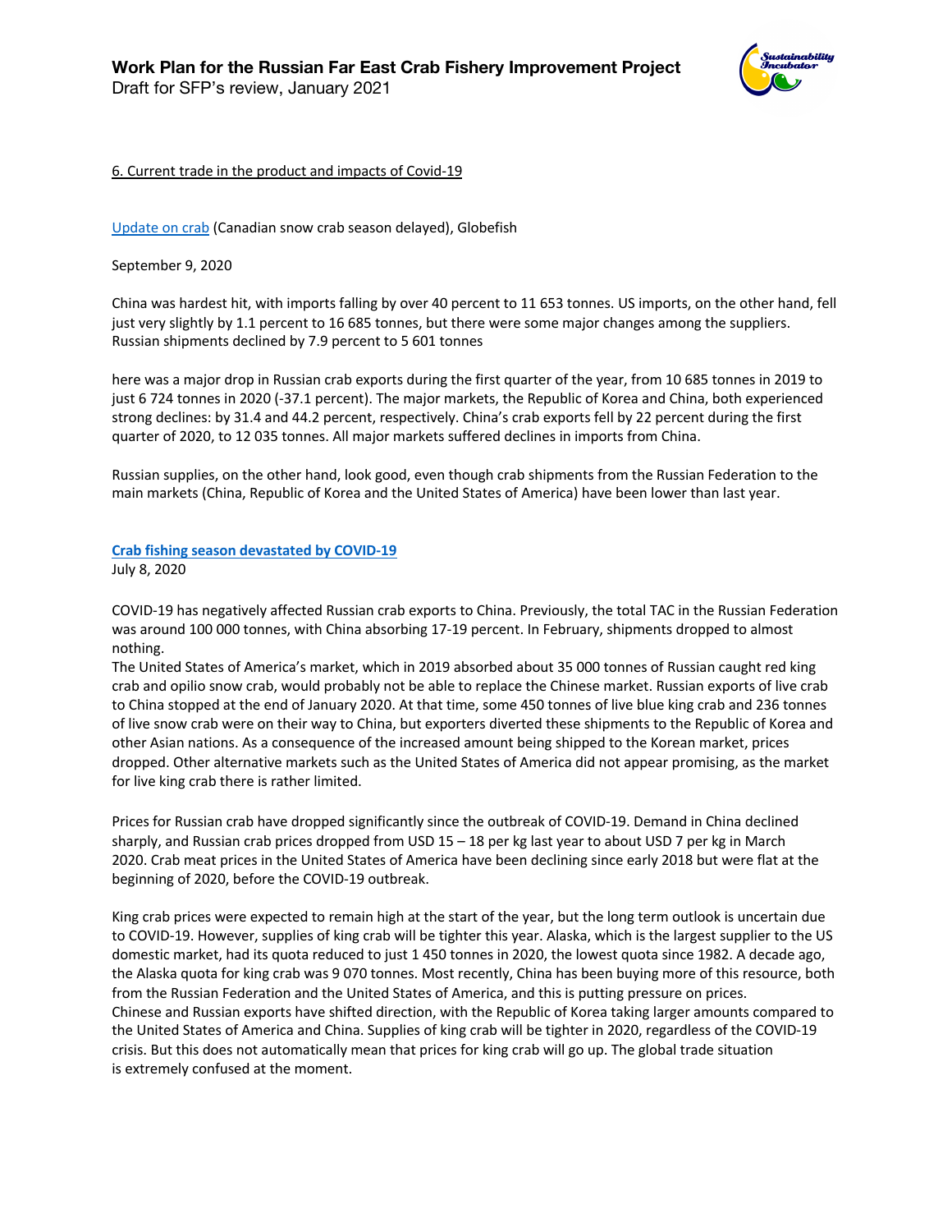6. Current trade in the product and impacts of Covid-19

[Update on crab](#) (Canadian snow crab season delayed), Globefish

September 9, 2020

China was hardest hit, with imports falling by over 40 percent to 11 653 tonnes. US imports, on the other hand, fell just very slightly by 1.1 percent to 16 685 tonnes, but there were some major changes among the suppliers. Russian shipments declined by 7.9 percent to 5 601 tonnes

here was a major drop in Russian crab exports during the first quarter of the year, from 10 685 tonnes in 2019 to just 6 724 tonnes in 2020 (-37.1 percent). The major markets, the Republic of Korea and China, both experienced strong declines: by 31.4 and 44.2 percent, respectively. China's crab exports fell by 22 percent during the first quarter of 2020, to 12 035 tonnes. All major markets suffered declines in imports from China.

Russian supplies, on the other hand, look good, even though crab shipments from the Russian Federation to the main markets (China, Republic of Korea and the United States of America) have been lower than last year.

**[Crab fishing season devastated by COVID-19](#)**
July 8, 2020

COVID-19 has negatively affected Russian crab exports to China. Previously, the total TAC in the Russian Federation was around 100 000 tonnes, with China absorbing 17-19 percent. In February, shipments dropped to almost nothing.
The United States of America's market, which in 2019 absorbed about 35 000 tonnes of Russian caught red king crab and opilio snow crab, would probably not be able to replace the Chinese market. Russian exports of live crab to China stopped at the end of January 2020. At that time, some 450 tonnes of live blue king crab and 236 tonnes of live snow crab were on their way to China, but exporters diverted these shipments to the Republic of Korea and other Asian nations. As a consequence of the increased amount being shipped to the Korean market, prices dropped. Other alternative markets such as the United States of America did not appear promising, as the market for live king crab there is rather limited.

Prices for Russian crab have dropped significantly since the outbreak of COVID-19. Demand in China declined sharply, and Russian crab prices dropped from USD 15 – 18 per kg last year to about USD 7 per kg in March 2020. Crab meat prices in the United States of America have been declining since early 2018 but were flat at the beginning of 2020, before the COVID-19 outbreak.

King crab prices were expected to remain high at the start of the year, but the long term outlook is uncertain due to COVID-19. However, supplies of king crab will be tighter this year. Alaska, which is the largest supplier to the US domestic market, had its quota reduced to just 1 450 tonnes in 2020, the lowest quota since 1982. A decade ago, the Alaska quota for king crab was 9 070 tonnes. Most recently, China has been buying more of this resource, both from the Russian Federation and the United States of America, and this is putting pressure on prices.
Chinese and Russian exports have shifted direction, with the Republic of Korea taking larger amounts compared to the United States of America and China. Supplies of king crab will be tighter in 2020, regardless of the COVID-19 crisis. But this does not automatically mean that prices for king crab will go up. The global trade situation is extremely confused at the moment.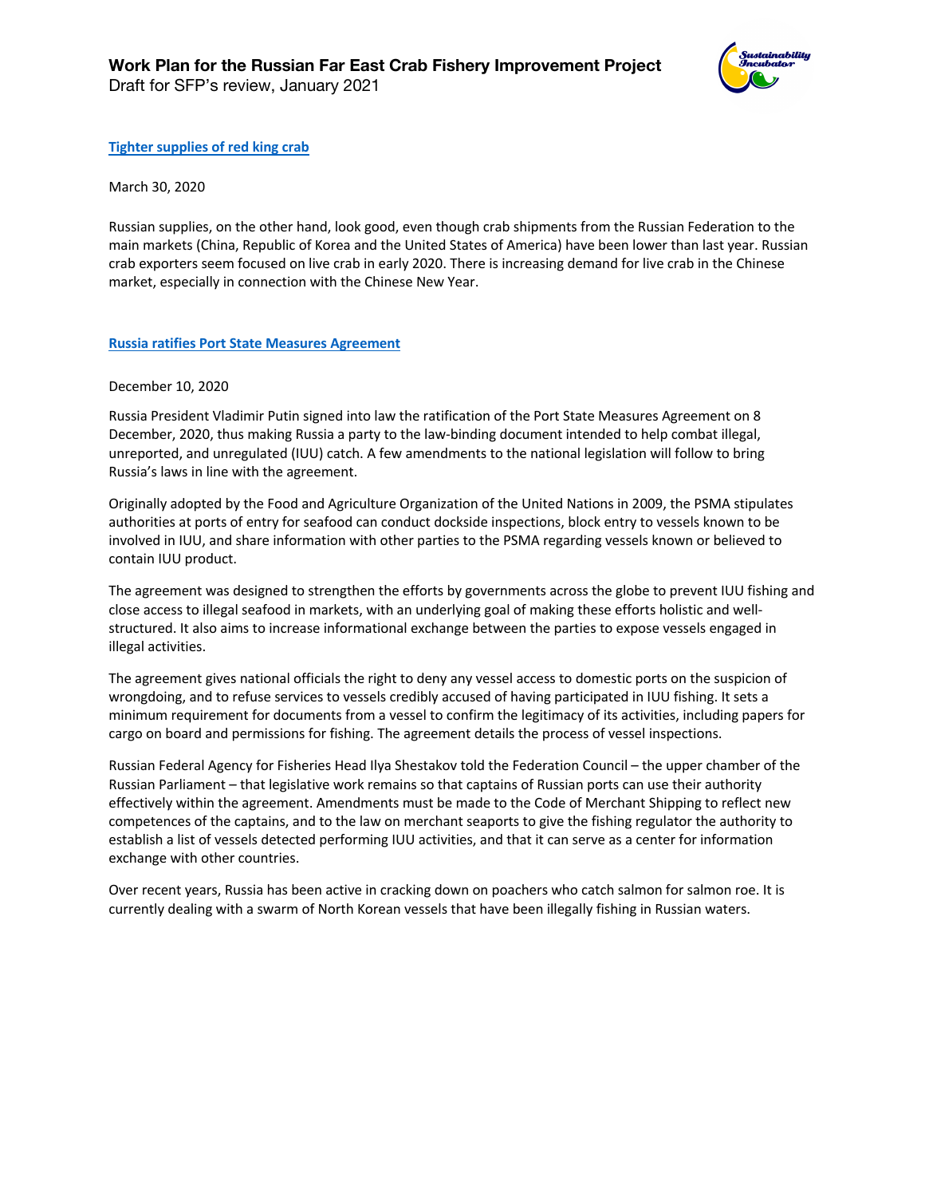[Tighter supplies of red king crab]

March 30, 2020

Russian supplies, on the other hand, look good, even though crab shipments from the Russian Federation to the main markets (China, Republic of Korea and the United States of America) have been lower than last year. Russian crab exporters seem focused on live crab in early 2020. There is increasing demand for live crab in the Chinese market, especially in connection with the Chinese New Year.

[Russia ratifies Port State Measures Agreement]

December 10, 2020

Russia President Vladimir Putin signed into law the ratification of the Port State Measures Agreement on 8 December, 2020, thus making Russia a party to the law-binding document intended to help combat illegal, unreported, and unregulated (IUU) catch. A few amendments to the national legislation will follow to bring Russia's laws in line with the agreement.

Originally adopted by the Food and Agriculture Organization of the United Nations in 2009, the PSMA stipulates authorities at ports of entry for seafood can conduct dockside inspections, block entry to vessels known to be involved in IUU, and share information with other parties to the PSMA regarding vessels known or believed to contain IUU product.

The agreement was designed to strengthen the efforts by governments across the globe to prevent IUU fishing and close access to illegal seafood in markets, with an underlying goal of making these efforts holistic and well-structured. It also aims to increase informational exchange between the parties to expose vessels engaged in illegal activities.

The agreement gives national officials the right to deny any vessel access to domestic ports on the suspicion of wrongdoing, and to refuse services to vessels credibly accused of having participated in IUU fishing. It sets a minimum requirement for documents from a vessel to confirm the legitimacy of its activities, including papers for cargo on board and permissions for fishing. The agreement details the process of vessel inspections.

Russian Federal Agency for Fisheries Head Ilya Shestakov told the Federation Council – the upper chamber of the Russian Parliament – that legislative work remains so that captains of Russian ports can use their authority effectively within the agreement. Amendments must be made to the Code of Merchant Shipping to reflect new competences of the captains, and to the law on merchant seaports to give the fishing regulator the authority to establish a list of vessels detected performing IUU activities, and that it can serve as a center for information exchange with other countries.

Over recent years, Russia has been active in cracking down on poachers who catch salmon for salmon roe. It is currently dealing with a swarm of North Korean vessels that have been illegally fishing in Russian waters.